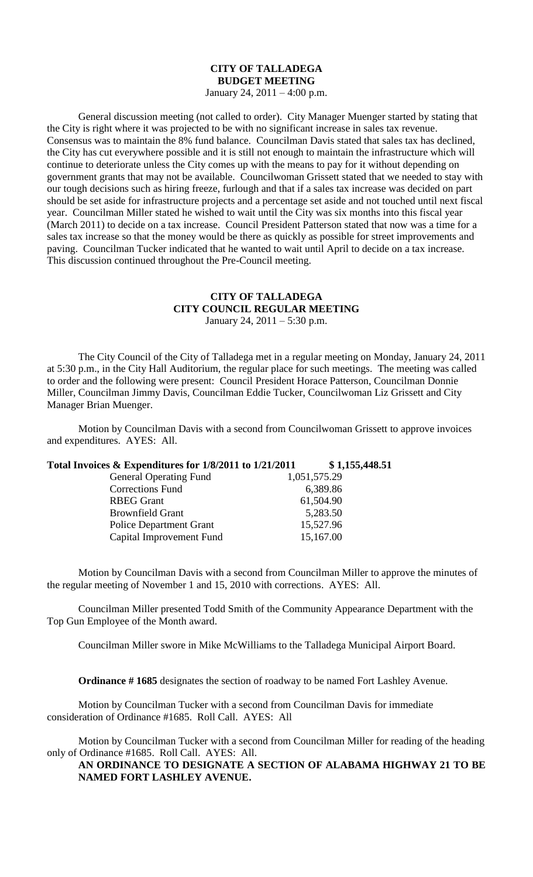# CITY OF TALLADEGA
## BUDGET MEETING
January 24, 2011 – 4:00 p.m.

General discussion meeting (not called to order). City Manager Muenger started by stating that the City is right where it was projected to be with no significant increase in sales tax revenue. Consensus was to maintain the 8% fund balance. Councilman Davis stated that sales tax has declined, the City has cut everywhere possible and it is still not enough to maintain the infrastructure which will continue to deteriorate unless the City comes up with the means to pay for it without depending on government grants that may not be available. Councilwoman Grissett stated that we needed to stay with our tough decisions such as hiring freeze, furlough and that if a sales tax increase was decided on part should be set aside for infrastructure projects and a percentage set aside and not touched until next fiscal year. Councilman Miller stated he wished to wait until the City was six months into this fiscal year (March 2011) to decide on a tax increase. Council President Patterson stated that now was a time for a sales tax increase so that the money would be there as quickly as possible for street improvements and paving. Councilman Tucker indicated that he wanted to wait until April to decide on a tax increase. This discussion continued throughout the Pre-Council meeting.

# CITY OF TALLADEGA
## CITY COUNCIL REGULAR MEETING
January 24, 2011 – 5:30 p.m.

The City Council of the City of Talladega met in a regular meeting on Monday, January 24, 2011 at 5:30 p.m., in the City Hall Auditorium, the regular place for such meetings. The meeting was called to order and the following were present: Council President Horace Patterson, Councilman Donnie Miller, Councilman Jimmy Davis, Councilman Eddie Tucker, Councilwoman Liz Grissett and City Manager Brian Muenger.

Motion by Councilman Davis with a second from Councilwoman Grissett to approve invoices and expenditures. AYES: All.

| **Total Invoices & Expenditures for 1/8/2011 to 1/21/2011** | | **$ 1,155,448.51** |
|---|---|---|
| General Operating Fund | 1,051,575.29 | |
| Corrections Fund | 6,389.86 | |
| RBEG Grant | 61,504.90 | |
| Brownfield Grant | 5,283.50 | |
| Police Department Grant | 15,527.96 | |
| Capital Improvement Fund | 15,167.00 | |

Motion by Councilman Davis with a second from Councilman Miller to approve the minutes of the regular meeting of November 1 and 15, 2010 with corrections. AYES: All.

Councilman Miller presented Todd Smith of the Community Appearance Department with the Top Gun Employee of the Month award.

Councilman Miller swore in Mike McWilliams to the Talladega Municipal Airport Board.

**Ordinance # 1685** designates the section of roadway to be named Fort Lashley Avenue.

Motion by Councilman Tucker with a second from Councilman Davis for immediate consideration of Ordinance #1685. Roll Call. AYES: All

Motion by Councilman Tucker with a second from Councilman Miller for reading of the heading only of Ordinance #1685. Roll Call. AYES: All.

**AN ORDINANCE TO DESIGNATE A SECTION OF ALABAMA HIGHWAY 21 TO BE NAMED FORT LASHLEY AVENUE.**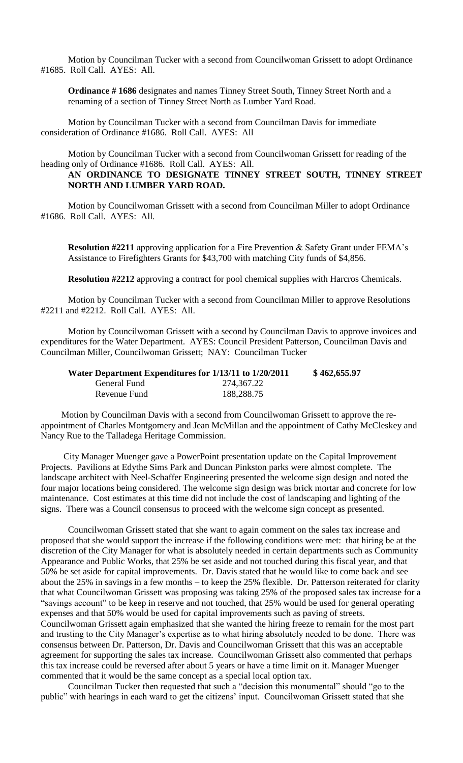Motion by Councilman Tucker with a second from Councilwoman Grissett to adopt Ordinance #1685. Roll Call. AYES: All.

**Ordinance # 1686** designates and names Tinney Street South, Tinney Street North and a renaming of a section of Tinney Street North as Lumber Yard Road.

Motion by Councilman Tucker with a second from Councilman Davis for immediate consideration of Ordinance #1686. Roll Call. AYES: All

Motion by Councilman Tucker with a second from Councilwoman Grissett for reading of the heading only of Ordinance #1686. Roll Call. AYES: All.

**AN ORDINANCE TO DESIGNATE TINNEY STREET SOUTH, TINNEY STREET NORTH AND LUMBER YARD ROAD.**

Motion by Councilwoman Grissett with a second from Councilman Miller to adopt Ordinance #1686. Roll Call. AYES: All.

**Resolution #2211** approving application for a Fire Prevention & Safety Grant under FEMA's Assistance to Firefighters Grants for $43,700 with matching City funds of $4,856.

**Resolution #2212** approving a contract for pool chemical supplies with Harcros Chemicals.

Motion by Councilman Tucker with a second from Councilman Miller to approve Resolutions #2211 and #2212. Roll Call. AYES: All.

Motion by Councilwoman Grissett with a second by Councilman Davis to approve invoices and expenditures for the Water Department. AYES: Council President Patterson, Councilman Davis and Councilman Miller, Councilwoman Grissett; NAY: Councilman Tucker

| **Water Department Expenditures for 1/13/11 to 1/20/2011** | | **$ 462,655.97** |
|---|---|---|
| General Fund | 274,367.22 | |
| Revenue Fund | 188,288.75 | |

Motion by Councilman Davis with a second from Councilwoman Grissett to approve the re-appointment of Charles Montgomery and Jean McMillan and the appointment of Cathy McCleskey and Nancy Rue to the Talladega Heritage Commission.

City Manager Muenger gave a PowerPoint presentation update on the Capital Improvement Projects. Pavilions at Edythe Sims Park and Duncan Pinkston parks were almost complete. The landscape architect with Neel-Schaffer Engineering presented the welcome sign design and noted the four major locations being considered. The welcome sign design was brick mortar and concrete for low maintenance. Cost estimates at this time did not include the cost of landscaping and lighting of the signs. There was a Council consensus to proceed with the welcome sign concept as presented.

Councilwoman Grissett stated that she want to again comment on the sales tax increase and proposed that she would support the increase if the following conditions were met: that hiring be at the discretion of the City Manager for what is absolutely needed in certain departments such as Community Appearance and Public Works, that 25% be set aside and not touched during this fiscal year, and that 50% be set aside for capital improvements. Dr. Davis stated that he would like to come back and see about the 25% in savings in a few months – to keep the 25% flexible. Dr. Patterson reiterated for clarity that what Councilwoman Grissett was proposing was taking 25% of the proposed sales tax increase for a "savings account" to be keep in reserve and not touched, that 25% would be used for general operating expenses and that 50% would be used for capital improvements such as paving of streets. Councilwoman Grissett again emphasized that she wanted the hiring freeze to remain for the most part and trusting to the City Manager's expertise as to what hiring absolutely needed to be done. There was consensus between Dr. Patterson, Dr. Davis and Councilwoman Grissett that this was an acceptable agreement for supporting the sales tax increase. Councilwoman Grissett also commented that perhaps this tax increase could be reversed after about 5 years or have a time limit on it. Manager Muenger commented that it would be the same concept as a special local option tax.

Councilman Tucker then requested that such a "decision this monumental" should "go to the public" with hearings in each ward to get the citizens' input. Councilwoman Grissett stated that she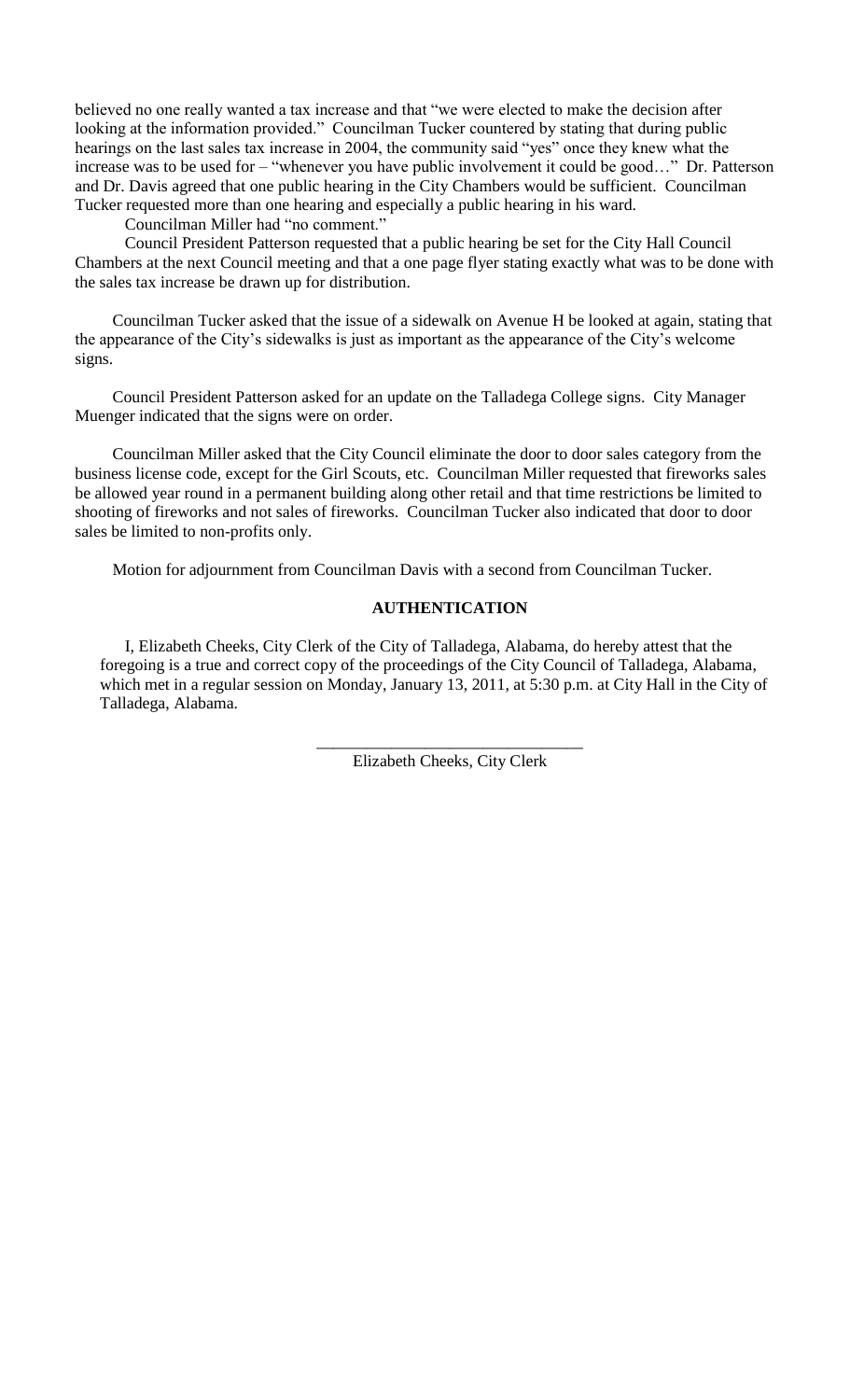believed no one really wanted a tax increase and that "we were elected to make the decision after looking at the information provided." Councilman Tucker countered by stating that during public hearings on the last sales tax increase in 2004, the community said "yes" once they knew what the increase was to be used for – "whenever you have public involvement it could be good…" Dr. Patterson and Dr. Davis agreed that one public hearing in the City Chambers would be sufficient. Councilman Tucker requested more than one hearing and especially a public hearing in his ward.

Councilman Miller had "no comment."

Council President Patterson requested that a public hearing be set for the City Hall Council Chambers at the next Council meeting and that a one page flyer stating exactly what was to be done with the sales tax increase be drawn up for distribution.

Councilman Tucker asked that the issue of a sidewalk on Avenue H be looked at again, stating that the appearance of the City's sidewalks is just as important as the appearance of the City's welcome signs.

Council President Patterson asked for an update on the Talladega College signs. City Manager Muenger indicated that the signs were on order.

Councilman Miller asked that the City Council eliminate the door to door sales category from the business license code, except for the Girl Scouts, etc. Councilman Miller requested that fireworks sales be allowed year round in a permanent building along other retail and that time restrictions be limited to shooting of fireworks and not sales of fireworks. Councilman Tucker also indicated that door to door sales be limited to non-profits only.

Motion for adjournment from Councilman Davis with a second from Councilman Tucker.

**AUTHENTICATION**

I, Elizabeth Cheeks, City Clerk of the City of Talladega, Alabama, do hereby attest that the foregoing is a true and correct copy of the proceedings of the City Council of Talladega, Alabama, which met in a regular session on Monday, January 13, 2011, at 5:30 p.m. at City Hall in the City of Talladega, Alabama.

\_\_\_\_\_\_\_\_\_\_\_\_\_\_\_\_\_\_\_\_\_\_\_\_\_\_\_\_\_\_\_\_

Elizabeth Cheeks, City Clerk